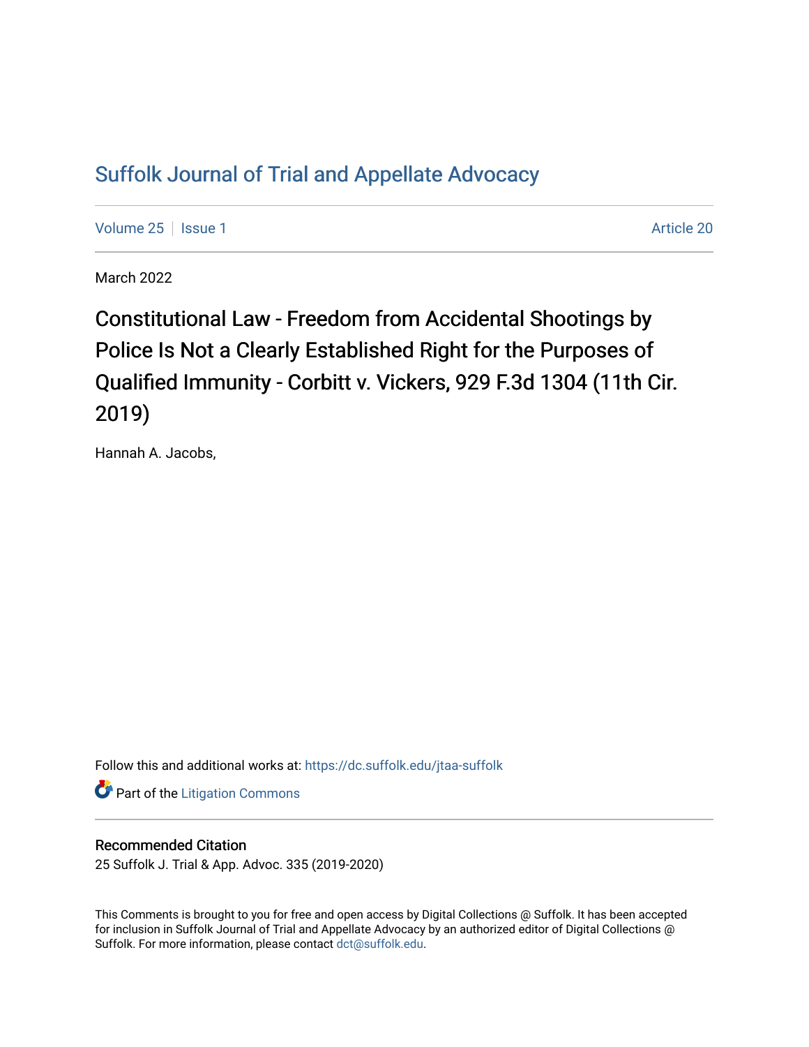# Suffolk Journal of Trial and Appellate Advocacy

Volume 25 | Issue 1 | Article 20

March 2022

## Constitutional Law - Freedom from Accidental Shootings by Police Is Not a Clearly Established Right for the Purposes of Qualified Immunity - Corbitt v. Vickers, 929 F.3d 1304 (11th Cir. 2019)

Hannah A. Jacobs,

Follow this and additional works at: https://dc.suffolk.edu/jtaa-suffolk

Part of the Litigation Commons

### Recommended Citation

25 Suffolk J. Trial & App. Advoc. 335 (2019-2020)

This Comments is brought to you for free and open access by Digital Collections @ Suffolk. It has been accepted for inclusion in Suffolk Journal of Trial and Appellate Advocacy by an authorized editor of Digital Collections @ Suffolk. For more information, please contact dct@suffolk.edu.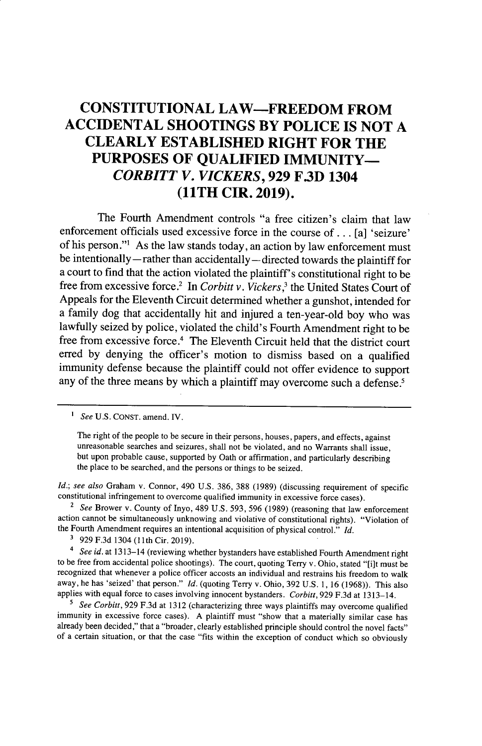# CONSTITUTIONAL LAW—FREEDOM FROM ACCIDENTAL SHOOTINGS BY POLICE IS NOT A CLEARLY ESTABLISHED RIGHT FOR THE PURPOSES OF QUALIFIED IMMUNITY—*CORBITT V. VICKERS*, 929 F.3D 1304 (11TH CIR. 2019).

The Fourth Amendment controls "a free citizen's claim that law enforcement officials used excessive force in the course of . . . [a] 'seizure' of his person."[1] As the law stands today, an action by law enforcement must be intentionally—rather than accidentally—directed towards the plaintiff for a court to find that the action violated the plaintiff's constitutional right to be free from excessive force.[2] In *Corbitt v. Vickers*,[3] the United States Court of Appeals for the Eleventh Circuit determined whether a gunshot, intended for a family dog that accidentally hit and injured a ten-year-old boy who was lawfully seized by police, violated the child's Fourth Amendment right to be free from excessive force.[4] The Eleventh Circuit held that the district court erred by denying the officer's motion to dismiss based on a qualified immunity defense because the plaintiff could not offer evidence to support any of the three means by which a plaintiff may overcome such a defense.[5]

---

[1] *See* U.S. CONST. amend. IV.

> The right of the people to be secure in their persons, houses, papers, and effects, against unreasonable searches and seizures, shall not be violated, and no Warrants shall issue, but upon probable cause, supported by Oath or affirmation, and particularly describing the place to be searched, and the persons or things to be seized.

*Id.*; *see also* Graham v. Connor, 490 U.S. 386, 388 (1989) (discussing requirement of specific constitutional infringement to overcome qualified immunity in excessive force cases).

[2] *See* Brower v. County of Inyo, 489 U.S. 593, 596 (1989) (reasoning that law enforcement action cannot be simultaneously unknowing and violative of constitutional rights). "Violation of the Fourth Amendment requires an intentional acquisition of physical control." *Id.*

[3] 929 F.3d 1304 (11th Cir. 2019).

[4] *See id.* at 1313–14 (reviewing whether bystanders have established Fourth Amendment right to be free from accidental police shootings). The court, quoting Terry v. Ohio, stated "[i]t must be recognized that whenever a police officer accosts an individual and restrains his freedom to walk away, he has 'seized' that person." *Id.* (quoting Terry v. Ohio, 392 U.S. 1, 16 (1968)). This also applies with equal force to cases involving innocent bystanders. *Corbitt*, 929 F.3d at 1313–14.

[5] *See Corbitt*, 929 F.3d at 1312 (characterizing three ways plaintiffs may overcome qualified immunity in excessive force cases). A plaintiff must "show that a materially similar case has already been decided," that a "broader, clearly established principle should control the novel facts" of a certain situation, or that the case "fits within the exception of conduct which so obviously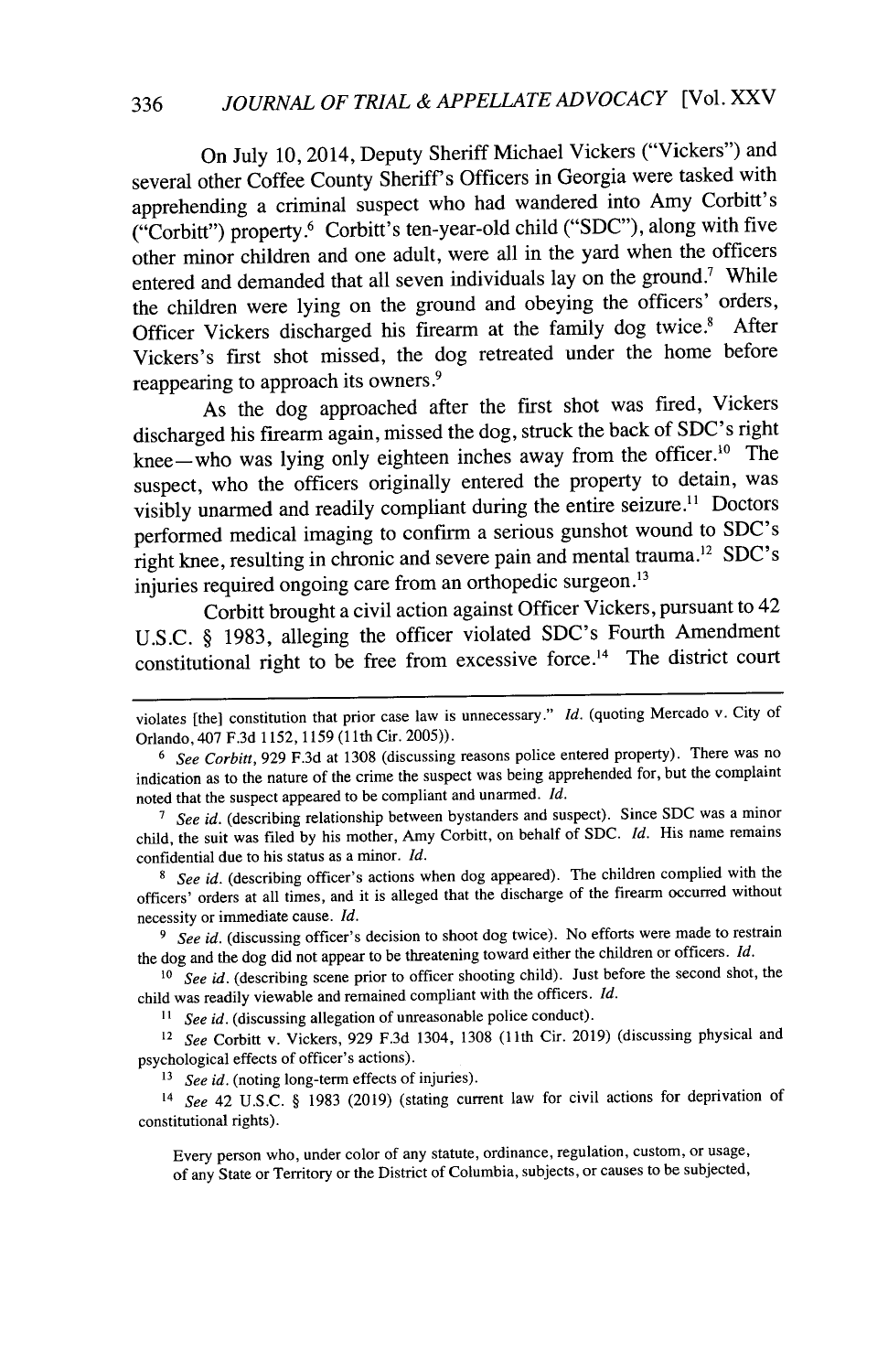On July 10, 2014, Deputy Sheriff Michael Vickers ("Vickers") and several other Coffee County Sheriff's Officers in Georgia were tasked with apprehending a criminal suspect who had wandered into Amy Corbitt's ("Corbitt") property.[6] Corbitt's ten-year-old child ("SDC"), along with five other minor children and one adult, were all in the yard when the officers entered and demanded that all seven individuals lay on the ground.[7] While the children were lying on the ground and obeying the officers' orders, Officer Vickers discharged his firearm at the family dog twice.[8] After Vickers's first shot missed, the dog retreated under the home before reappearing to approach its owners.[9]

As the dog approached after the first shot was fired, Vickers discharged his firearm again, missed the dog, struck the back of SDC's right knee—who was lying only eighteen inches away from the officer.[10] The suspect, who the officers originally entered the property to detain, was visibly unarmed and readily compliant during the entire seizure.[11] Doctors performed medical imaging to confirm a serious gunshot wound to SDC's right knee, resulting in chronic and severe pain and mental trauma.[12] SDC's injuries required ongoing care from an orthopedic surgeon.[13]

Corbitt brought a civil action against Officer Vickers, pursuant to 42 U.S.C. § 1983, alleging the officer violated SDC's Fourth Amendment constitutional right to be free from excessive force.[14] The district court

---

violates [the] constitution that prior case law is unnecessary." *Id.* (quoting Mercado v. City of Orlando, 407 F.3d 1152, 1159 (11th Cir. 2005)).

[6] *See Corbitt*, 929 F.3d at 1308 (discussing reasons police entered property). There was no indication as to the nature of the crime the suspect was being apprehended for, but the complaint noted that the suspect appeared to be compliant and unarmed. *Id.*

[7] *See id.* (describing relationship between bystanders and suspect). Since SDC was a minor child, the suit was filed by his mother, Amy Corbitt, on behalf of SDC. *Id.* His name remains confidential due to his status as a minor. *Id.*

[8] *See id.* (describing officer's actions when dog appeared). The children complied with the officers' orders at all times, and it is alleged that the discharge of the firearm occurred without necessity or immediate cause. *Id.*

[9] *See id.* (discussing officer's decision to shoot dog twice). No efforts were made to restrain the dog and the dog did not appear to be threatening toward either the children or officers. *Id.*

[10] *See id.* (describing scene prior to officer shooting child). Just before the second shot, the child was readily viewable and remained compliant with the officers. *Id.*

[11] *See id.* (discussing allegation of unreasonable police conduct).

[12] *See* Corbitt v. Vickers, 929 F.3d 1304, 1308 (11th Cir. 2019) (discussing physical and psychological effects of officer's actions).

[13] *See id.* (noting long-term effects of injuries).

[14] *See* 42 U.S.C. § 1983 (2019) (stating current law for civil actions for deprivation of constitutional rights).

> Every person who, under color of any statute, ordinance, regulation, custom, or usage, of any State or Territory or the District of Columbia, subjects, or causes to be subjected,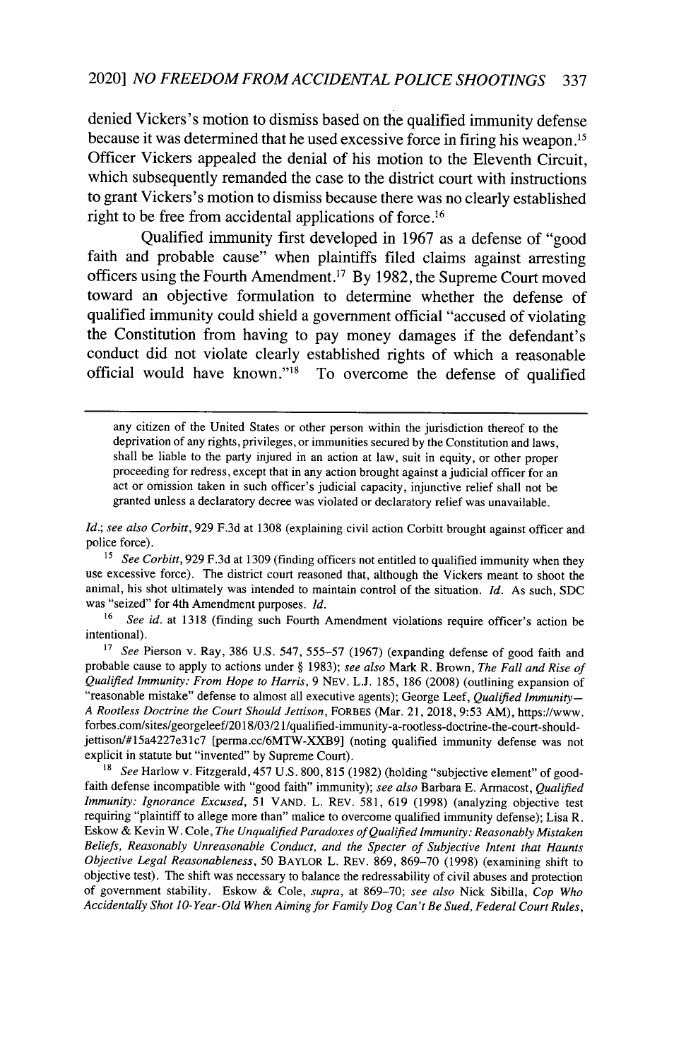denied Vickers's motion to dismiss based on the qualified immunity defense because it was determined that he used excessive force in firing his weapon.[15] Officer Vickers appealed the denial of his motion to the Eleventh Circuit, which subsequently remanded the case to the district court with instructions to grant Vickers's motion to dismiss because there was no clearly established right to be free from accidental applications of force.[16]

Qualified immunity first developed in 1967 as a defense of "good faith and probable cause" when plaintiffs filed claims against arresting officers using the Fourth Amendment.[17] By 1982, the Supreme Court moved toward an objective formulation to determine whether the defense of qualified immunity could shield a government official "accused of violating the Constitution from having to pay money damages if the defendant's conduct did not violate clearly established rights of which a reasonable official would have known."[18] To overcome the defense of qualified

---

any citizen of the United States or other person within the jurisdiction thereof to the deprivation of any rights, privileges, or immunities secured by the Constitution and laws, shall be liable to the party injured in an action at law, suit in equity, or other proper proceeding for redress, except that in any action brought against a judicial officer for an act or omission taken in such officer's judicial capacity, injunctive relief shall not be granted unless a declaratory decree was violated or declaratory relief was unavailable.

*Id.*; *see also Corbitt*, 929 F.3d at 1308 (explaining civil action Corbitt brought against officer and police force).

[15] *See Corbitt*, 929 F.3d at 1309 (finding officers not entitled to qualified immunity when they use excessive force). The district court reasoned that, although the Vickers meant to shoot the animal, his shot ultimately was intended to maintain control of the situation. *Id.* As such, SDC was "seized" for 4th Amendment purposes. *Id.*

[16] *See id.* at 1318 (finding such Fourth Amendment violations require officer's action be intentional).

[17] *See* Pierson v. Ray, 386 U.S. 547, 555–57 (1967) (expanding defense of good faith and probable cause to apply to actions under § 1983); *see also* Mark R. Brown, *The Fall and Rise of Qualified Immunity: From Hope to Harris*, 9 NEV. L.J. 185, 186 (2008) (outlining expansion of "reasonable mistake" defense to almost all executive agents); George Leef, *Qualified Immunity—A Rootless Doctrine the Court Should Jettison*, FORBES (Mar. 21, 2018, 9:53 AM), https://www.forbes.com/sites/georgeleef/2018/03/21/qualified-immunity-a-rootless-doctrine-the-court-should-jettison/#15a4227e31c7 [perma.cc/6MTW-XXB9] (noting qualified immunity defense was not explicit in statute but "invented" by Supreme Court).

[18] *See* Harlow v. Fitzgerald, 457 U.S. 800, 815 (1982) (holding "subjective element" of good-faith defense incompatible with "good faith" immunity); *see also* Barbara E. Armacost, *Qualified Immunity: Ignorance Excused*, 51 VAND. L. REV. 581, 619 (1998) (analyzing objective test requiring "plaintiff to allege more than" malice to overcome qualified immunity defense); Lisa R. Eskow & Kevin W. Cole, *The Unqualified Paradoxes of Qualified Immunity: Reasonably Mistaken Beliefs, Reasonably Unreasonable Conduct, and the Specter of Subjective Intent that Haunts Objective Legal Reasonableness*, 50 BAYLOR L. REV. 869, 869–70 (1998) (examining shift to objective test). The shift was necessary to balance the redressability of civil abuses and protection of government stability. Eskow & Cole, *supra*, at 869–70; *see also* Nick Sibilla, *Cop Who Accidentally Shot 10-Year-Old When Aiming for Family Dog Can't Be Sued, Federal Court Rules*,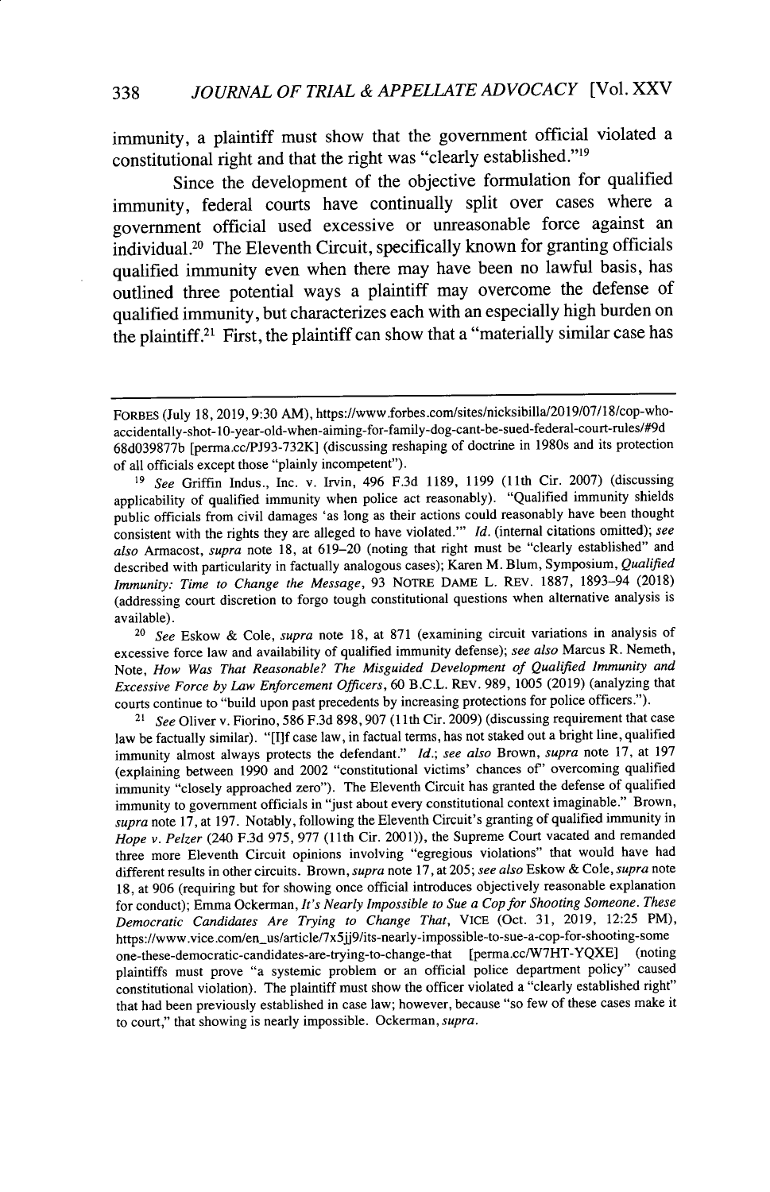immunity, a plaintiff must show that the government official violated a constitutional right and that the right was "clearly established."[19]

Since the development of the objective formulation for qualified immunity, federal courts have continually split over cases where a government official used excessive or unreasonable force against an individual.[20] The Eleventh Circuit, specifically known for granting officials qualified immunity even when there may have been no lawful basis, has outlined three potential ways a plaintiff may overcome the defense of qualified immunity, but characterizes each with an especially high burden on the plaintiff.[21] First, the plaintiff can show that a "materially similar case has

---

FORBES (July 18, 2019, 9:30 AM), https://www.forbes.com/sites/nicksibilla/2019/07/18/cop-who-accidentally-shot-10-year-old-when-aiming-for-family-dog-cant-be-sued-federal-court-rules/#9d68d039877b [perma.cc/PJ93-732K] (discussing reshaping of doctrine in 1980s and its protection of all officials except those "plainly incompetent").

[19] *See* Griffin Indus., Inc. v. Irvin, 496 F.3d 1189, 1199 (11th Cir. 2007) (discussing applicability of qualified immunity when police act reasonably). "Qualified immunity shields public officials from civil damages 'as long as their actions could reasonably have been thought consistent with the rights they are alleged to have violated.'" *Id.* (internal citations omitted); *see also* Armacost, *supra* note 18, at 619–20 (noting that right must be "clearly established" and described with particularity in factually analogous cases); Karen M. Blum, Symposium, *Qualified Immunity: Time to Change the Message*, 93 NOTRE DAME L. REV. 1887, 1893–94 (2018) (addressing court discretion to forgo tough constitutional questions when alternative analysis is available).

[20] *See* Eskow & Cole, *supra* note 18, at 871 (examining circuit variations in analysis of excessive force law and availability of qualified immunity defense); *see also* Marcus R. Nemeth, Note, *How Was That Reasonable? The Misguided Development of Qualified Immunity and Excessive Force by Law Enforcement Officers*, 60 B.C.L. REV. 989, 1005 (2019) (analyzing that courts continue to "build upon past precedents by increasing protections for police officers.").

[21] *See* Oliver v. Fiorino, 586 F.3d 898, 907 (11th Cir. 2009) (discussing requirement that case law be factually similar). "[I]f case law, in factual terms, has not staked out a bright line, qualified immunity almost always protects the defendant." *Id.*; *see also* Brown, *supra* note 17, at 197 (explaining between 1990 and 2002 "constitutional victims' chances of" overcoming qualified immunity "closely approached zero"). The Eleventh Circuit has granted the defense of qualified immunity to government officials in "just about every constitutional context imaginable." Brown, *supra* note 17, at 197. Notably, following the Eleventh Circuit's granting of qualified immunity in *Hope v. Pelzer* (240 F.3d 975, 977 (11th Cir. 2001)), the Supreme Court vacated and remanded three more Eleventh Circuit opinions involving "egregious violations" that would have had different results in other circuits. Brown, *supra* note 17, at 205; *see also* Eskow & Cole, *supra* note 18, at 906 (requiring but for showing once official introduces objectively reasonable explanation for conduct); Emma Ockerman, *It's Nearly Impossible to Sue a Cop for Shooting Someone. These Democratic Candidates Are Trying to Change That*, VICE (Oct. 31, 2019, 12:25 PM), https://www.vice.com/en_us/article/7x5jj9/its-nearly-impossible-to-sue-a-cop-for-shooting-some one-these-democratic-candidates-are-trying-to-change-that [perma.cc/W7HT-YQXE] (noting plaintiffs must prove "a systemic problem or an official police department policy" caused constitutional violation). The plaintiff must show the officer violated a "clearly established right" that had been previously established in case law; however, because "so few of these cases make it to court," that showing is nearly impossible. Ockerman, *supra*.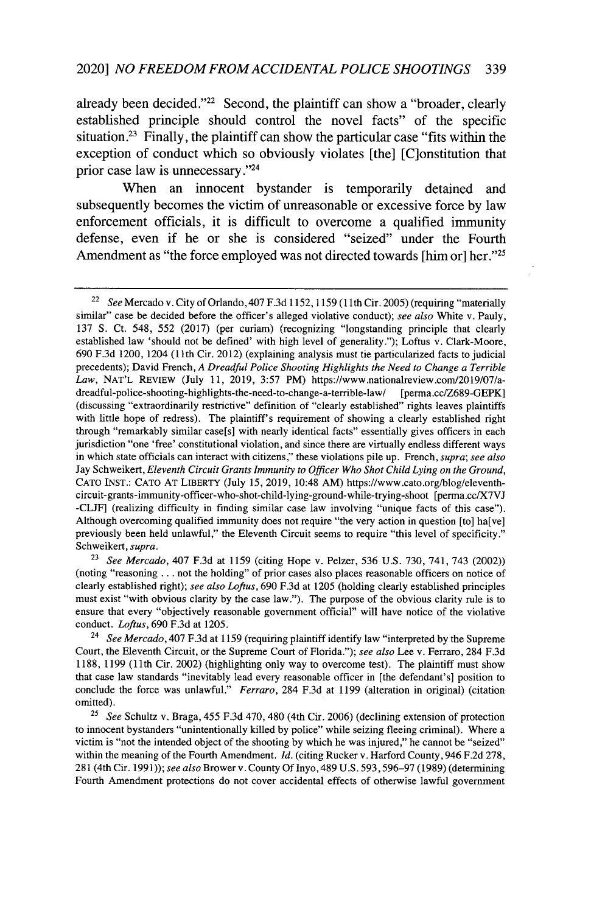already been decided."[22] Second, the plaintiff can show a "broader, clearly established principle should control the novel facts" of the specific situation.[23] Finally, the plaintiff can show the particular case "fits within the exception of conduct which so obviously violates [the] [C]onstitution that prior case law is unnecessary."[24]

When an innocent bystander is temporarily detained and subsequently becomes the victim of unreasonable or excessive force by law enforcement officials, it is difficult to overcome a qualified immunity defense, even if he or she is considered "seized" under the Fourth Amendment as "the force employed was not directed towards [him or] her."[25]

---

[22] *See* Mercado v. City of Orlando, 407 F.3d 1152, 1159 (11th Cir. 2005) (requiring "materially similar" case be decided before the officer's alleged violative conduct); *see also* White v. Pauly, 137 S. Ct. 548, 552 (2017) (per curiam) (recognizing "longstanding principle that clearly established law 'should not be defined' with high level of generality."); Loftus v. Clark-Moore, 690 F.3d 1200, 1204 (11th Cir. 2012) (explaining analysis must tie particularized facts to judicial precedents); David French, *A Dreadful Police Shooting Highlights the Need to Change a Terrible Law*, NAT'L REVIEW (July 11, 2019, 3:57 PM) https://www.nationalreview.com/2019/07/a-dreadful-police-shooting-highlights-the-need-to-change-a-terrible-law/ [perma.cc/Z689-GEPK] (discussing "extraordinarily restrictive" definition of "clearly established" rights leaves plaintiffs with little hope of redress). The plaintiff's requirement of showing a clearly established right through "remarkably similar case[s] with nearly identical facts" essentially gives officers in each jurisdiction "one 'free' constitutional violation, and since there are virtually endless different ways in which state officials can interact with citizens," these violations pile up. French, *supra*; *see also* Jay Schweikert, *Eleventh Circuit Grants Immunity to Officer Who Shot Child Lying on the Ground*, CATO INST.: CATO AT LIBERTY (July 15, 2019, 10:48 AM) https://www.cato.org/blog/eleventh-circuit-grants-immunity-officer-who-shot-child-lying-ground-while-trying-shoot [perma.cc/X7VJ-CLJF] (realizing difficulty in finding similar case law involving "unique facts of this case"). Although overcoming qualified immunity does not require "the very action in question [to] ha[ve] previously been held unlawful," the Eleventh Circuit seems to require "this level of specificity." Schweikert, *supra*.

[23] *See Mercado*, 407 F.3d at 1159 (citing Hope v. Pelzer, 536 U.S. 730, 741, 743 (2002)) (noting "reasoning . . . not the holding" of prior cases also places reasonable officers on notice of clearly established right); *see also Loftus*, 690 F.3d at 1205 (holding clearly established principles must exist "with obvious clarity by the case law."). The purpose of the obvious clarity rule is to ensure that every "objectively reasonable government official" will have notice of the violative conduct. *Loftus*, 690 F.3d at 1205.

[24] *See Mercado*, 407 F.3d at 1159 (requiring plaintiff identify law "interpreted by the Supreme Court, the Eleventh Circuit, or the Supreme Court of Florida."); *see also* Lee v. Ferraro, 284 F.3d 1188, 1199 (11th Cir. 2002) (highlighting only way to overcome test). The plaintiff must show that case law standards "inevitably lead every reasonable officer in [the defendant's] position to conclude the force was unlawful." *Ferraro*, 284 F.3d at 1199 (alteration in original) (citation omitted).

[25] *See* Schultz v. Braga, 455 F.3d 470, 480 (4th Cir. 2006) (declining extension of protection to innocent bystanders "unintentionally killed by police" while seizing fleeing criminal). Where a victim is "not the intended object of the shooting by which he was injured," he cannot be "seized" within the meaning of the Fourth Amendment. *Id.* (citing Rucker v. Harford County, 946 F.2d 278, 281 (4th Cir. 1991)); *see also* Brower v. County Of Inyo, 489 U.S. 593, 596–97 (1989) (determining Fourth Amendment protections do not cover accidental effects of otherwise lawful government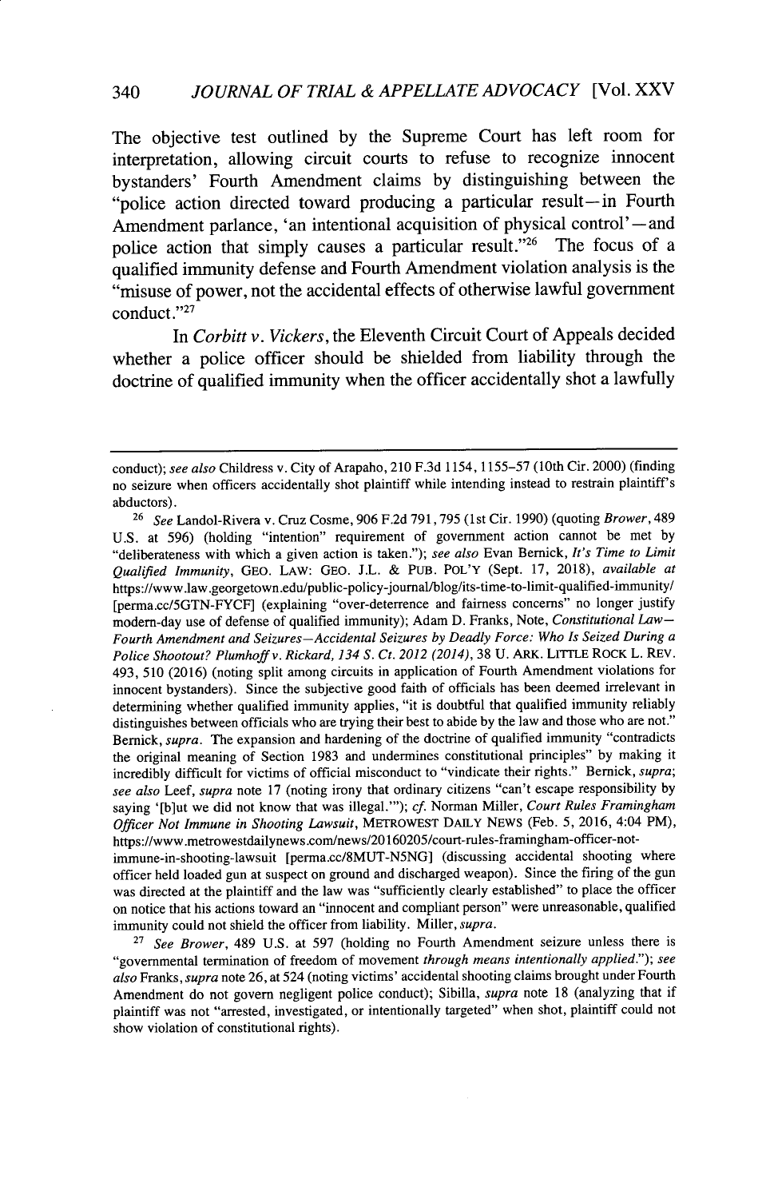The objective test outlined by the Supreme Court has left room for interpretation, allowing circuit courts to refuse to recognize innocent bystanders' Fourth Amendment claims by distinguishing between the "police action directed toward producing a particular result—in Fourth Amendment parlance, 'an intentional acquisition of physical control'—and police action that simply causes a particular result."[26] The focus of a qualified immunity defense and Fourth Amendment violation analysis is the "misuse of power, not the accidental effects of otherwise lawful government conduct."[27]

In *Corbitt v. Vickers*, the Eleventh Circuit Court of Appeals decided whether a police officer should be shielded from liability through the doctrine of qualified immunity when the officer accidentally shot a lawfully

---

conduct); *see also* Childress v. City of Arapaho, 210 F.3d 1154, 1155–57 (10th Cir. 2000) (finding no seizure when officers accidentally shot plaintiff while intending instead to restrain plaintiff's abductors).

[26] *See* Landol-Rivera v. Cruz Cosme, 906 F.2d 791, 795 (1st Cir. 1990) (quoting *Brower*, 489 U.S. at 596) (holding "intention" requirement of government action cannot be met by "deliberateness with which a given action is taken."); *see also* Evan Bernick, *It's Time to Limit Qualified Immunity*, GEO. LAW: GEO. J.L. & PUB. POL'Y (Sept. 17, 2018), *available at* https://www.law.georgetown.edu/public-policy-journal/blog/its-time-to-limit-qualified-immunity/ [perma.cc/5GTN-FYCF] (explaining "over-deterrence and fairness concerns" no longer justify modern-day use of defense of qualified immunity); Adam D. Franks, Note, *Constitutional Law—Fourth Amendment and Seizures—Accidental Seizures by Deadly Force: Who Is Seized During a Police Shootout? Plumhoff v. Rickard, 134 S. Ct. 2012 (2014)*, 38 U. ARK. LITTLE ROCK L. REV. 493, 510 (2016) (noting split among circuits in application of Fourth Amendment violations for innocent bystanders). Since the subjective good faith of officials has been deemed irrelevant in determining whether qualified immunity applies, "it is doubtful that qualified immunity reliably distinguishes between officials who are trying their best to abide by the law and those who are not." Bernick, *supra*. The expansion and hardening of the doctrine of qualified immunity "contradicts the original meaning of Section 1983 and undermines constitutional principles" by making it incredibly difficult for victims of official misconduct to "vindicate their rights." Bernick, *supra*; *see also* Leef, *supra* note 17 (noting irony that ordinary citizens "can't escape responsibility by saying '[b]ut we did not know that was illegal.'"); *cf.* Norman Miller, *Court Rules Framingham Officer Not Immune in Shooting Lawsuit*, METROWEST DAILY NEWS (Feb. 5, 2016, 4:04 PM), https://www.metrowestdailynews.com/news/20160205/court-rules-framingham-officer-not-immune-in-shooting-lawsuit [perma.cc/8MUT-N5NG] (discussing accidental shooting where officer held loaded gun at suspect on ground and discharged weapon). Since the firing of the gun was directed at the plaintiff and the law was "sufficiently clearly established" to place the officer on notice that his actions toward an "innocent and compliant person" were unreasonable, qualified immunity could not shield the officer from liability. Miller, *supra*.

[27] *See Brower*, 489 U.S. at 597 (holding no Fourth Amendment seizure unless there is "governmental termination of freedom of movement *through means intentionally applied*."); *see also* Franks, *supra* note 26, at 524 (noting victims' accidental shooting claims brought under Fourth Amendment do not govern negligent police conduct); Sibilla, *supra* note 18 (analyzing that if plaintiff was not "arrested, investigated, or intentionally targeted" when shot, plaintiff could not show violation of constitutional rights).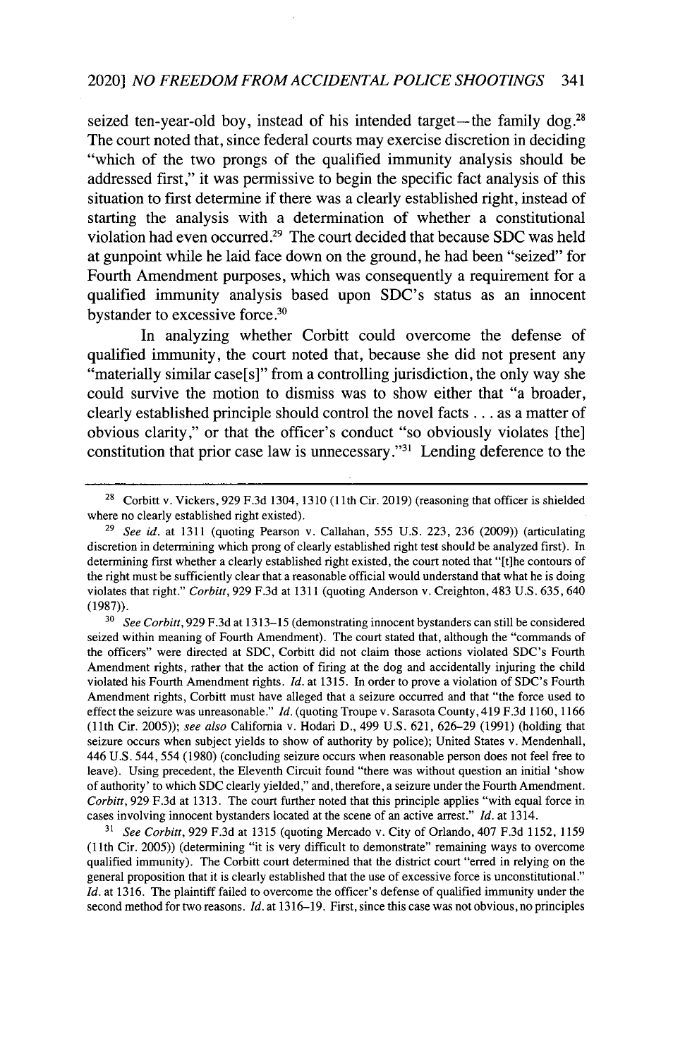seized ten-year-old boy, instead of his intended target—the family dog.[28] The court noted that, since federal courts may exercise discretion in deciding "which of the two prongs of the qualified immunity analysis should be addressed first," it was permissive to begin the specific fact analysis of this situation to first determine if there was a clearly established right, instead of starting the analysis with a determination of whether a constitutional violation had even occurred.[29] The court decided that because SDC was held at gunpoint while he laid face down on the ground, he had been "seized" for Fourth Amendment purposes, which was consequently a requirement for a qualified immunity analysis based upon SDC's status as an innocent bystander to excessive force.[30]

In analyzing whether Corbitt could overcome the defense of qualified immunity, the court noted that, because she did not present any "materially similar case[s]" from a controlling jurisdiction, the only way she could survive the motion to dismiss was to show either that "a broader, clearly established principle should control the novel facts . . . as a matter of obvious clarity," or that the officer's conduct "so obviously violates [the] constitution that prior case law is unnecessary."[31] Lending deference to the

---

[28] Corbitt v. Vickers, 929 F.3d 1304, 1310 (11th Cir. 2019) (reasoning that officer is shielded where no clearly established right existed).

[29] *See id.* at 1311 (quoting Pearson v. Callahan, 555 U.S. 223, 236 (2009)) (articulating discretion in determining which prong of clearly established right test should be analyzed first). In determining first whether a clearly established right existed, the court noted that "[t]he contours of the right must be sufficiently clear that a reasonable official would understand that what he is doing violates that right." *Corbitt*, 929 F.3d at 1311 (quoting Anderson v. Creighton, 483 U.S. 635, 640 (1987)).

[30] *See Corbitt*, 929 F.3d at 1313–15 (demonstrating innocent bystanders can still be considered seized within meaning of Fourth Amendment). The court stated that, although the "commands of the officers" were directed at SDC, Corbitt did not claim those actions violated SDC's Fourth Amendment rights, rather that the action of firing at the dog and accidentally injuring the child violated his Fourth Amendment rights. *Id.* at 1315. In order to prove a violation of SDC's Fourth Amendment rights, Corbitt must have alleged that a seizure occurred and that "the force used to effect the seizure was unreasonable." *Id.* (quoting Troupe v. Sarasota County, 419 F.3d 1160, 1166 (11th Cir. 2005)); *see also* California v. Hodari D., 499 U.S. 621, 626–29 (1991) (holding that seizure occurs when subject yields to show of authority by police); United States v. Mendenhall, 446 U.S. 544, 554 (1980) (concluding seizure occurs when reasonable person does not feel free to leave). Using precedent, the Eleventh Circuit found "there was without question an initial 'show of authority' to which SDC clearly yielded," and, therefore, a seizure under the Fourth Amendment. *Corbitt*, 929 F.3d at 1313. The court further noted that this principle applies "with equal force in cases involving innocent bystanders located at the scene of an active arrest." *Id.* at 1314.

[31] *See Corbitt*, 929 F.3d at 1315 (quoting Mercado v. City of Orlando, 407 F.3d 1152, 1159 (11th Cir. 2005)) (determining "it is very difficult to demonstrate" remaining ways to overcome qualified immunity). The Corbitt court determined that the district court "erred in relying on the general proposition that it is clearly established that the use of excessive force is unconstitutional." *Id.* at 1316. The plaintiff failed to overcome the officer's defense of qualified immunity under the second method for two reasons. *Id.* at 1316–19. First, since this case was not obvious, no principles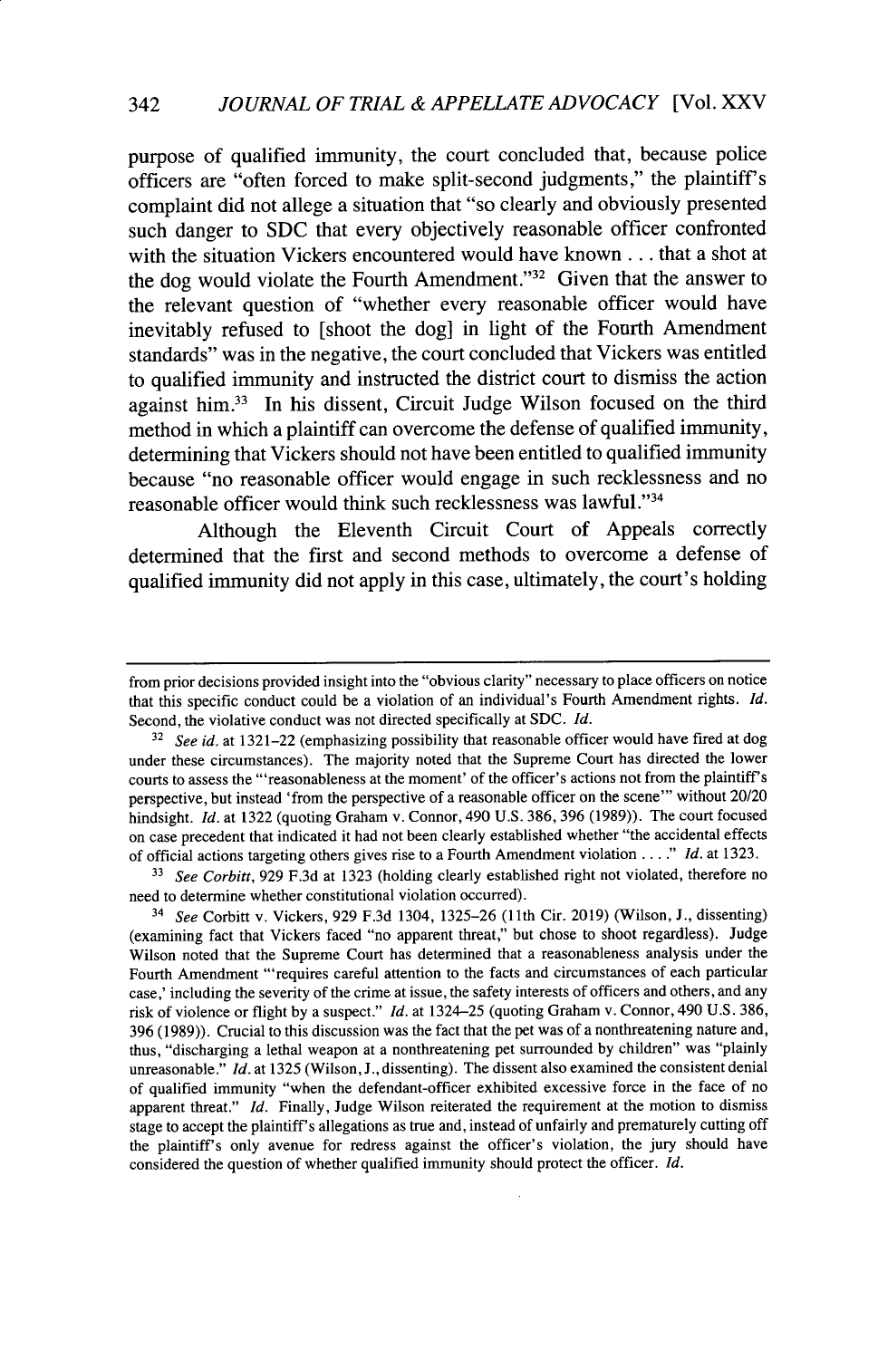purpose of qualified immunity, the court concluded that, because police officers are "often forced to make split-second judgments," the plaintiff's complaint did not allege a situation that "so clearly and obviously presented such danger to SDC that every objectively reasonable officer confronted with the situation Vickers encountered would have known . . . that a shot at the dog would violate the Fourth Amendment."[32] Given that the answer to the relevant question of "whether every reasonable officer would have inevitably refused to [shoot the dog] in light of the Fourth Amendment standards" was in the negative, the court concluded that Vickers was entitled to qualified immunity and instructed the district court to dismiss the action against him.[33] In his dissent, Circuit Judge Wilson focused on the third method in which a plaintiff can overcome the defense of qualified immunity, determining that Vickers should not have been entitled to qualified immunity because "no reasonable officer would engage in such recklessness and no reasonable officer would think such recklessness was lawful."[34]

Although the Eleventh Circuit Court of Appeals correctly determined that the first and second methods to overcome a defense of qualified immunity did not apply in this case, ultimately, the court's holding

---

from prior decisions provided insight into the "obvious clarity" necessary to place officers on notice that this specific conduct could be a violation of an individual's Fourth Amendment rights. *Id.* Second, the violative conduct was not directed specifically at SDC. *Id.*

[32] *See id.* at 1321–22 (emphasizing possibility that reasonable officer would have fired at dog under these circumstances). The majority noted that the Supreme Court has directed the lower courts to assess the "'reasonableness at the moment' of the officer's actions not from the plaintiff's perspective, but instead 'from the perspective of a reasonable officer on the scene'" without 20/20 hindsight. *Id.* at 1322 (quoting Graham v. Connor, 490 U.S. 386, 396 (1989)). The court focused on case precedent that indicated it had not been clearly established whether "the accidental effects of official actions targeting others gives rise to a Fourth Amendment violation . . . ." *Id.* at 1323.

[33] *See Corbitt*, 929 F.3d at 1323 (holding clearly established right not violated, therefore no need to determine whether constitutional violation occurred).

[34] *See* Corbitt v. Vickers, 929 F.3d 1304, 1325–26 (11th Cir. 2019) (Wilson, J., dissenting) (examining fact that Vickers faced "no apparent threat," but chose to shoot regardless). Judge Wilson noted that the Supreme Court has determined that a reasonableness analysis under the Fourth Amendment "'requires careful attention to the facts and circumstances of each particular case,' including the severity of the crime at issue, the safety interests of officers and others, and any risk of violence or flight by a suspect." *Id.* at 1324–25 (quoting Graham v. Connor, 490 U.S. 386, 396 (1989)). Crucial to this discussion was the fact that the pet was of a nonthreatening nature and, thus, "discharging a lethal weapon at a nonthreatening pet surrounded by children" was "plainly unreasonable." *Id.* at 1325 (Wilson, J., dissenting). The dissent also examined the consistent denial of qualified immunity "when the defendant-officer exhibited excessive force in the face of no apparent threat." *Id.* Finally, Judge Wilson reiterated the requirement at the motion to dismiss stage to accept the plaintiff's allegations as true and, instead of unfairly and prematurely cutting off the plaintiff's only avenue for redress against the officer's violation, the jury should have considered the question of whether qualified immunity should protect the officer. *Id.*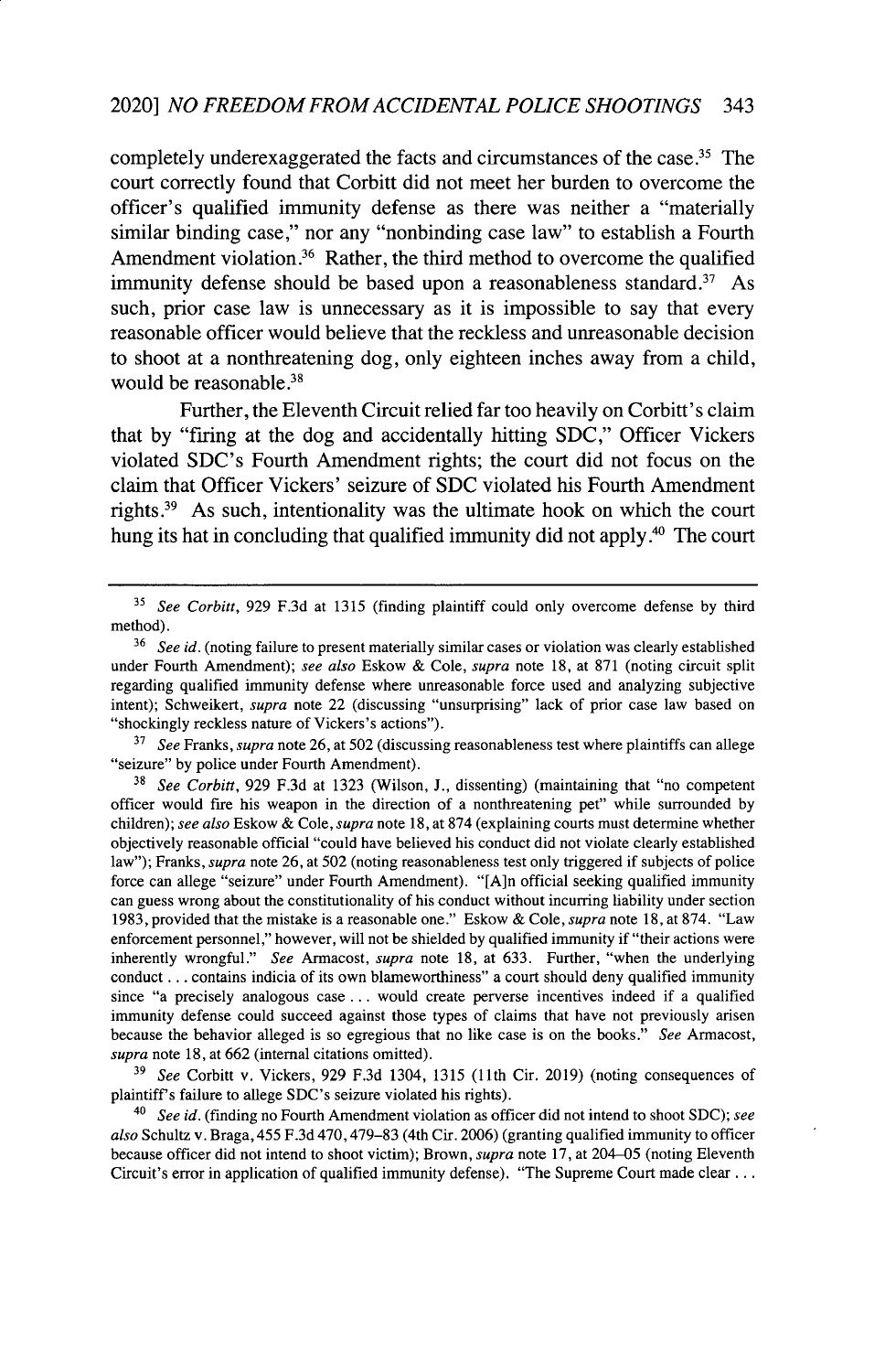completely underexaggerated the facts and circumstances of the case.[35] The court correctly found that Corbitt did not meet her burden to overcome the officer's qualified immunity defense as there was neither a "materially similar binding case," nor any "nonbinding case law" to establish a Fourth Amendment violation.[36] Rather, the third method to overcome the qualified immunity defense should be based upon a reasonableness standard.[37] As such, prior case law is unnecessary as it is impossible to say that every reasonable officer would believe that the reckless and unreasonable decision to shoot at a nonthreatening dog, only eighteen inches away from a child, would be reasonable.[38]

Further, the Eleventh Circuit relied far too heavily on Corbitt's claim that by "firing at the dog and accidentally hitting SDC," Officer Vickers violated SDC's Fourth Amendment rights; the court did not focus on the claim that Officer Vickers' seizure of SDC violated his Fourth Amendment rights.[39] As such, intentionality was the ultimate hook on which the court hung its hat in concluding that qualified immunity did not apply.[40] The court

---

[35] *See Corbitt*, 929 F.3d at 1315 (finding plaintiff could only overcome defense by third method).

[36] *See id.* (noting failure to present materially similar cases or violation was clearly established under Fourth Amendment); *see also* Eskow & Cole, *supra* note 18, at 871 (noting circuit split regarding qualified immunity defense where unreasonable force used and analyzing subjective intent); Schweikert, *supra* note 22 (discussing "unsurprising" lack of prior case law based on "shockingly reckless nature of Vickers's actions").

[37] *See* Franks, *supra* note 26, at 502 (discussing reasonableness test where plaintiffs can allege "seizure" by police under Fourth Amendment).

[38] *See Corbitt*, 929 F.3d at 1323 (Wilson, J., dissenting) (maintaining that "no competent officer would fire his weapon in the direction of a nonthreatening pet" while surrounded by children); *see also* Eskow & Cole, *supra* note 18, at 874 (explaining courts must determine whether objectively reasonable official "could have believed his conduct did not violate clearly established law"); Franks, *supra* note 26, at 502 (noting reasonableness test only triggered if subjects of police force can allege "seizure" under Fourth Amendment). "[A]n official seeking qualified immunity can guess wrong about the constitutionality of his conduct without incurring liability under section 1983, provided that the mistake is a reasonable one." Eskow & Cole, *supra* note 18, at 874. "Law enforcement personnel," however, will not be shielded by qualified immunity if "their actions were inherently wrongful." *See* Armacost, *supra* note 18, at 633. Further, "when the underlying conduct . . . contains indicia of its own blameworthiness" a court should deny qualified immunity since "a precisely analogous case . . . would create perverse incentives indeed if a qualified immunity defense could succeed against those types of claims that have not previously arisen because the behavior alleged is so egregious that no like case is on the books." *See* Armacost, *supra* note 18, at 662 (internal citations omitted).

[39] *See* Corbitt v. Vickers, 929 F.3d 1304, 1315 (11th Cir. 2019) (noting consequences of plaintiff's failure to allege SDC's seizure violated his rights).

[40] *See id.* (finding no Fourth Amendment violation as officer did not intend to shoot SDC); *see also* Schultz v. Braga, 455 F.3d 470, 479–83 (4th Cir. 2006) (granting qualified immunity to officer because officer did not intend to shoot victim); Brown, *supra* note 17, at 204–05 (noting Eleventh Circuit's error in application of qualified immunity defense). "The Supreme Court made clear . . .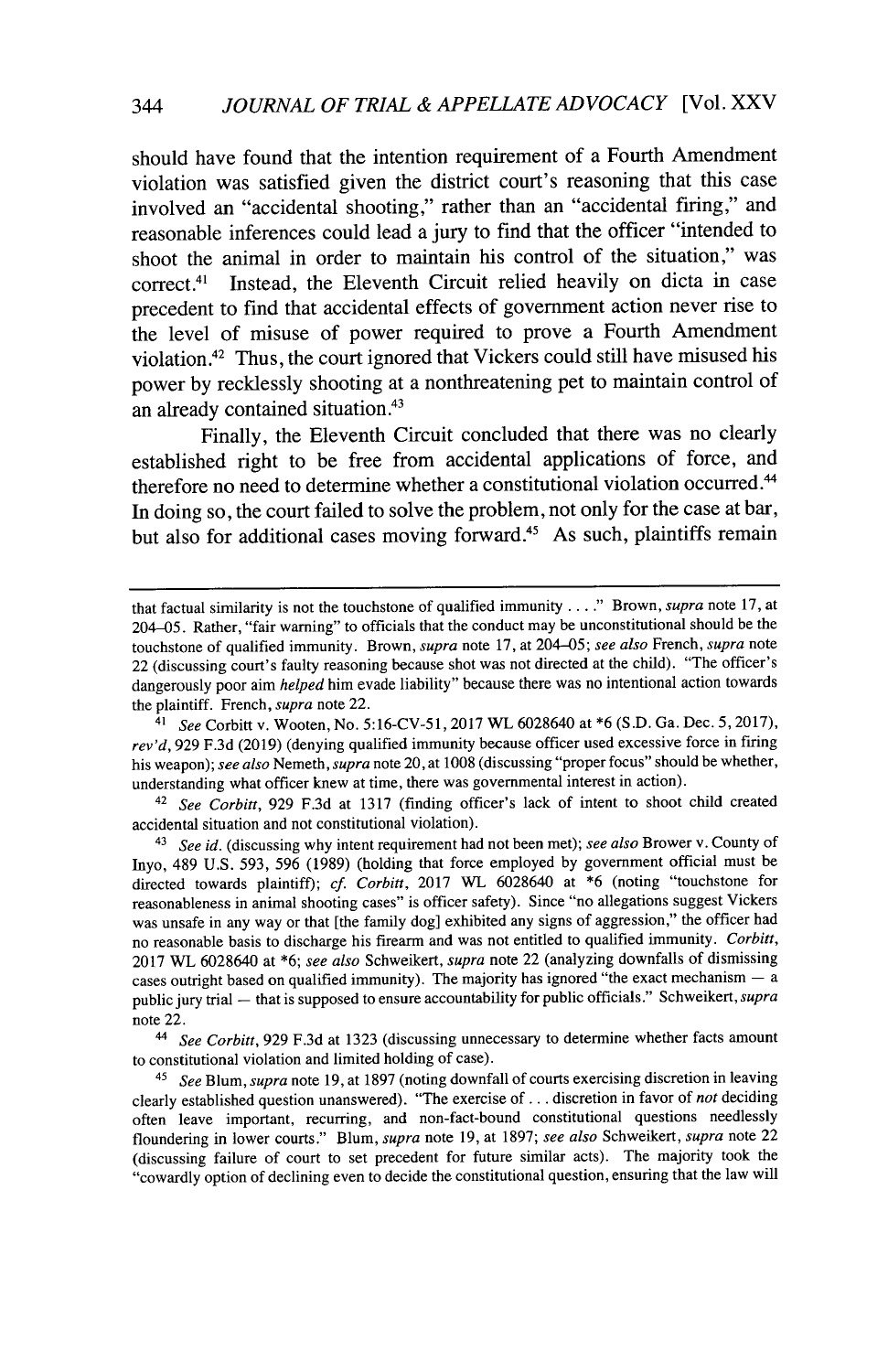should have found that the intention requirement of a Fourth Amendment violation was satisfied given the district court's reasoning that this case involved an "accidental shooting," rather than an "accidental firing," and reasonable inferences could lead a jury to find that the officer "intended to shoot the animal in order to maintain his control of the situation," was correct.[41] Instead, the Eleventh Circuit relied heavily on dicta in case precedent to find that accidental effects of government action never rise to the level of misuse of power required to prove a Fourth Amendment violation.[42] Thus, the court ignored that Vickers could still have misused his power by recklessly shooting at a nonthreatening pet to maintain control of an already contained situation.[43]

Finally, the Eleventh Circuit concluded that there was no clearly established right to be free from accidental applications of force, and therefore no need to determine whether a constitutional violation occurred.[44] In doing so, the court failed to solve the problem, not only for the case at bar, but also for additional cases moving forward.[45] As such, plaintiffs remain

---

that factual similarity is not the touchstone of qualified immunity . . . ." Brown, *supra* note 17, at 204–05. Rather, "fair warning" to officials that the conduct may be unconstitutional should be the touchstone of qualified immunity. Brown, *supra* note 17, at 204–05; *see also* French, *supra* note 22 (discussing court's faulty reasoning because shot was not directed at the child). "The officer's dangerously poor aim *helped* him evade liability" because there was no intentional action towards the plaintiff. French, *supra* note 22.

[41] *See* Corbitt v. Wooten, No. 5:16-CV-51, 2017 WL 6028640 at *6 (S.D. Ga. Dec. 5, 2017), *rev'd*, 929 F.3d (2019) (denying qualified immunity because officer used excessive force in firing his weapon); *see also* Nemeth, *supra* note 20, at 1008 (discussing "proper focus" should be whether, understanding what officer knew at time, there was governmental interest in action).

[42] *See Corbitt*, 929 F.3d at 1317 (finding officer's lack of intent to shoot child created accidental situation and not constitutional violation).

[43] *See id.* (discussing why intent requirement had not been met); *see also* Brower v. County of Inyo, 489 U.S. 593, 596 (1989) (holding that force employed by government official must be directed towards plaintiff); *cf. Corbitt*, 2017 WL 6028640 at *6 (noting "touchstone for reasonableness in animal shooting cases" is officer safety). Since "no allegations suggest Vickers was unsafe in any way or that [the family dog] exhibited any signs of aggression," the officer had no reasonable basis to discharge his firearm and was not entitled to qualified immunity. *Corbitt*, 2017 WL 6028640 at *6; *see also* Schweikert, *supra* note 22 (analyzing downfalls of dismissing cases outright based on qualified immunity). The majority has ignored "the exact mechanism — a public jury trial — that is supposed to ensure accountability for public officials." Schweikert, *supra* note 22.

[44] *See Corbitt*, 929 F.3d at 1323 (discussing unnecessary to determine whether facts amount to constitutional violation and limited holding of case).

[45] *See* Blum, *supra* note 19, at 1897 (noting downfall of courts exercising discretion in leaving clearly established question unanswered). "The exercise of . . . discretion in favor of *not* deciding often leave important, recurring, and non-fact-bound constitutional questions needlessly floundering in lower courts." Blum, *supra* note 19, at 1897; *see also* Schweikert, *supra* note 22 (discussing failure of court to set precedent for future similar acts). The majority took the "cowardly option of declining even to decide the constitutional question, ensuring that the law will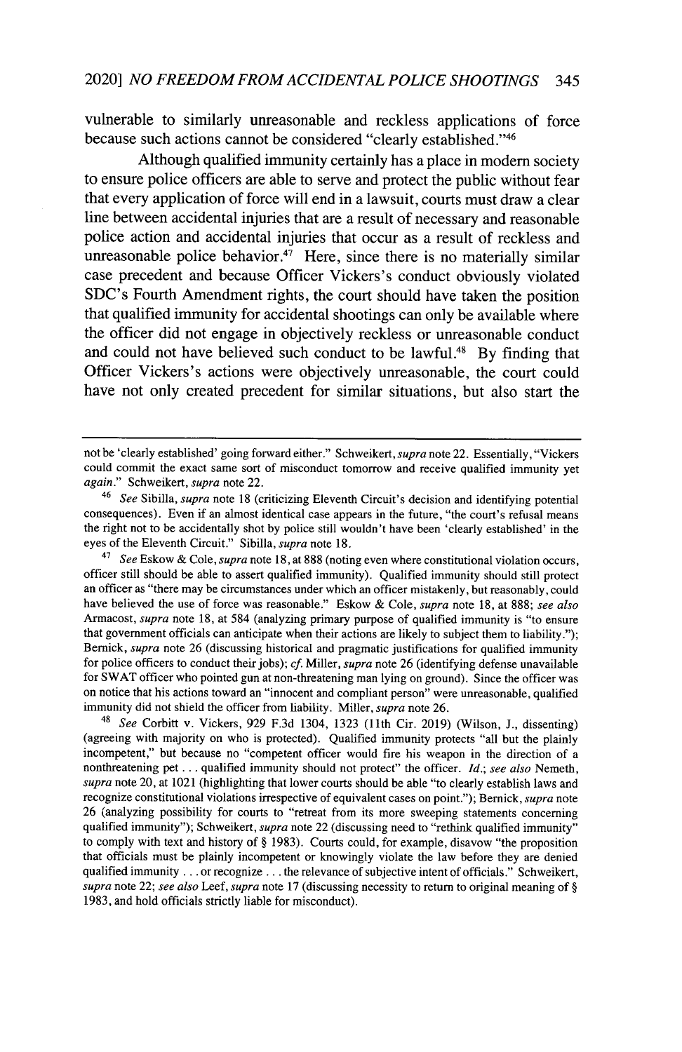vulnerable to similarly unreasonable and reckless applications of force because such actions cannot be considered "clearly established."[46]

Although qualified immunity certainly has a place in modern society to ensure police officers are able to serve and protect the public without fear that every application of force will end in a lawsuit, courts must draw a clear line between accidental injuries that are a result of necessary and reasonable police action and accidental injuries that occur as a result of reckless and unreasonable police behavior.[47] Here, since there is no materially similar case precedent and because Officer Vickers's conduct obviously violated SDC's Fourth Amendment rights, the court should have taken the position that qualified immunity for accidental shootings can only be available where the officer did not engage in objectively reckless or unreasonable conduct and could not have believed such conduct to be lawful.[48] By finding that Officer Vickers's actions were objectively unreasonable, the court could have not only created precedent for similar situations, but also start the

---

not be 'clearly established' going forward either." Schweikert, *supra* note 22. Essentially, "Vickers could commit the exact same sort of misconduct tomorrow and receive qualified immunity yet *again*." Schweikert, *supra* note 22.

[46] *See* Sibilla, *supra* note 18 (criticizing Eleventh Circuit's decision and identifying potential consequences). Even if an almost identical case appears in the future, "the court's refusal means the right not to be accidentally shot by police still wouldn't have been 'clearly established' in the eyes of the Eleventh Circuit." Sibilla, *supra* note 18.

[47] *See* Eskow & Cole, *supra* note 18, at 888 (noting even where constitutional violation occurs, officer still should be able to assert qualified immunity). Qualified immunity should still protect an officer as "there may be circumstances under which an officer mistakenly, but reasonably, could have believed the use of force was reasonable." Eskow & Cole, *supra* note 18, at 888; *see also* Armacost, *supra* note 18, at 584 (analyzing primary purpose of qualified immunity is "to ensure that government officials can anticipate when their actions are likely to subject them to liability."); Bernick, *supra* note 26 (discussing historical and pragmatic justifications for qualified immunity for police officers to conduct their jobs); *cf.* Miller, *supra* note 26 (identifying defense unavailable for SWAT officer who pointed gun at non-threatening man lying on ground). Since the officer was on notice that his actions toward an "innocent and compliant person" were unreasonable, qualified immunity did not shield the officer from liability. Miller, *supra* note 26.

[48] *See* Corbitt v. Vickers, 929 F.3d 1304, 1323 (11th Cir. 2019) (Wilson, J., dissenting) (agreeing with majority on who is protected). Qualified immunity protects "all but the plainly incompetent," but because no "competent officer would fire his weapon in the direction of a nonthreatening pet . . . qualified immunity should not protect" the officer. *Id.*; *see also* Nemeth, *supra* note 20, at 1021 (highlighting that lower courts should be able "to clearly establish laws and recognize constitutional violations irrespective of equivalent cases on point."); Bernick, *supra* note 26 (analyzing possibility for courts to "retreat from its more sweeping statements concerning qualified immunity"); Schweikert, *supra* note 22 (discussing need to "rethink qualified immunity" to comply with text and history of § 1983). Courts could, for example, disavow "the proposition that officials must be plainly incompetent or knowingly violate the law before they are denied qualified immunity . . . or recognize . . . the relevance of subjective intent of officials." Schweikert, *supra* note 22; *see also* Leef, *supra* note 17 (discussing necessity to return to original meaning of § 1983, and hold officials strictly liable for misconduct).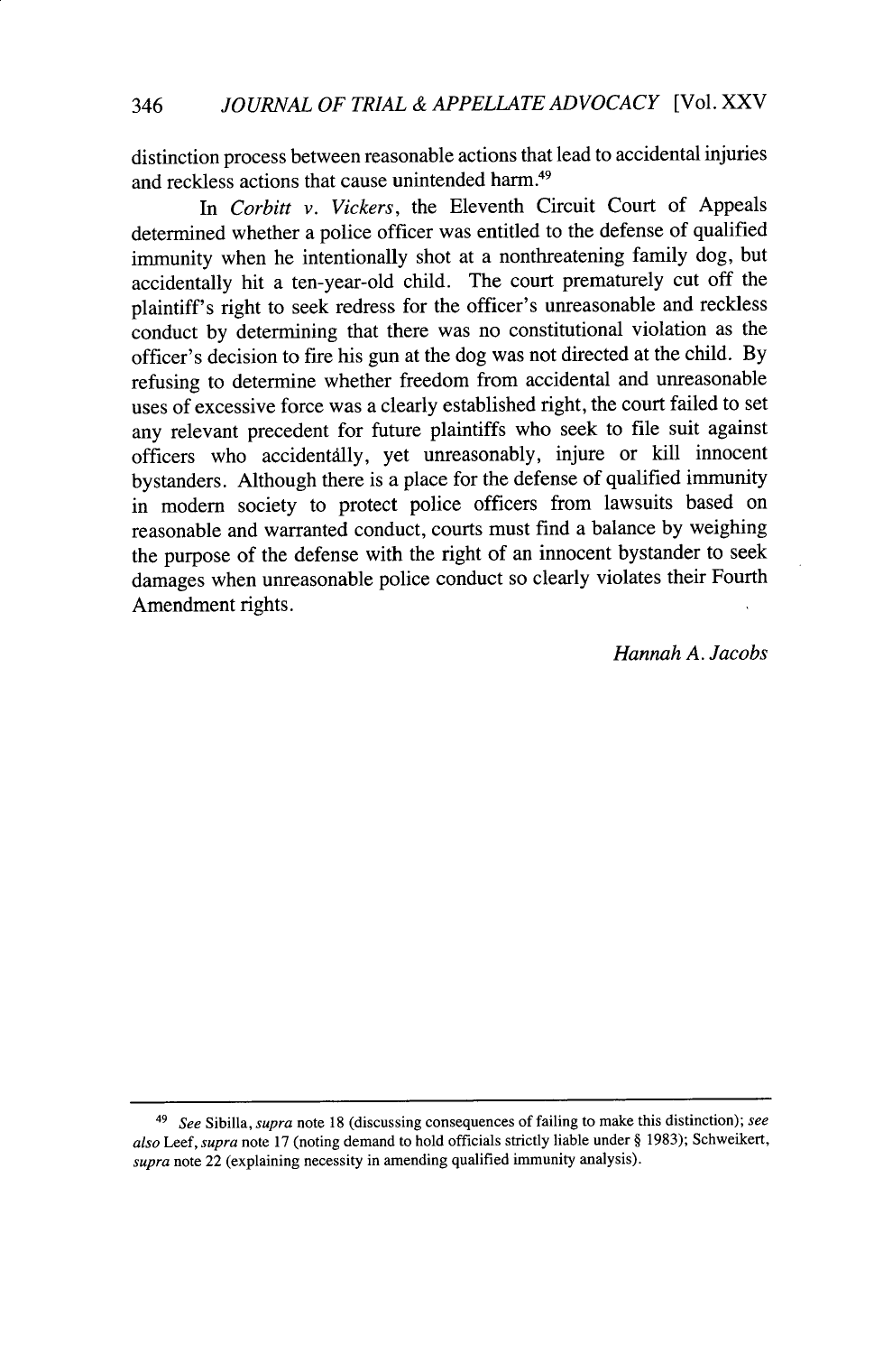distinction process between reasonable actions that lead to accidental injuries and reckless actions that cause unintended harm.[49]

In *Corbitt v. Vickers*, the Eleventh Circuit Court of Appeals determined whether a police officer was entitled to the defense of qualified immunity when he intentionally shot at a nonthreatening family dog, but accidentally hit a ten-year-old child. The court prematurely cut off the plaintiff's right to seek redress for the officer's unreasonable and reckless conduct by determining that there was no constitutional violation as the officer's decision to fire his gun at the dog was not directed at the child. By refusing to determine whether freedom from accidental and unreasonable uses of excessive force was a clearly established right, the court failed to set any relevant precedent for future plaintiffs who seek to file suit against officers who accidentally, yet unreasonably, injure or kill innocent bystanders. Although there is a place for the defense of qualified immunity in modern society to protect police officers from lawsuits based on reasonable and warranted conduct, courts must find a balance by weighing the purpose of the defense with the right of an innocent bystander to seek damages when unreasonable police conduct so clearly violates their Fourth Amendment rights.

*Hannah A. Jacobs*

---

[49] *See* Sibilla, *supra* note 18 (discussing consequences of failing to make this distinction); *see also* Leef, *supra* note 17 (noting demand to hold officials strictly liable under § 1983); Schweikert, *supra* note 22 (explaining necessity in amending qualified immunity analysis).